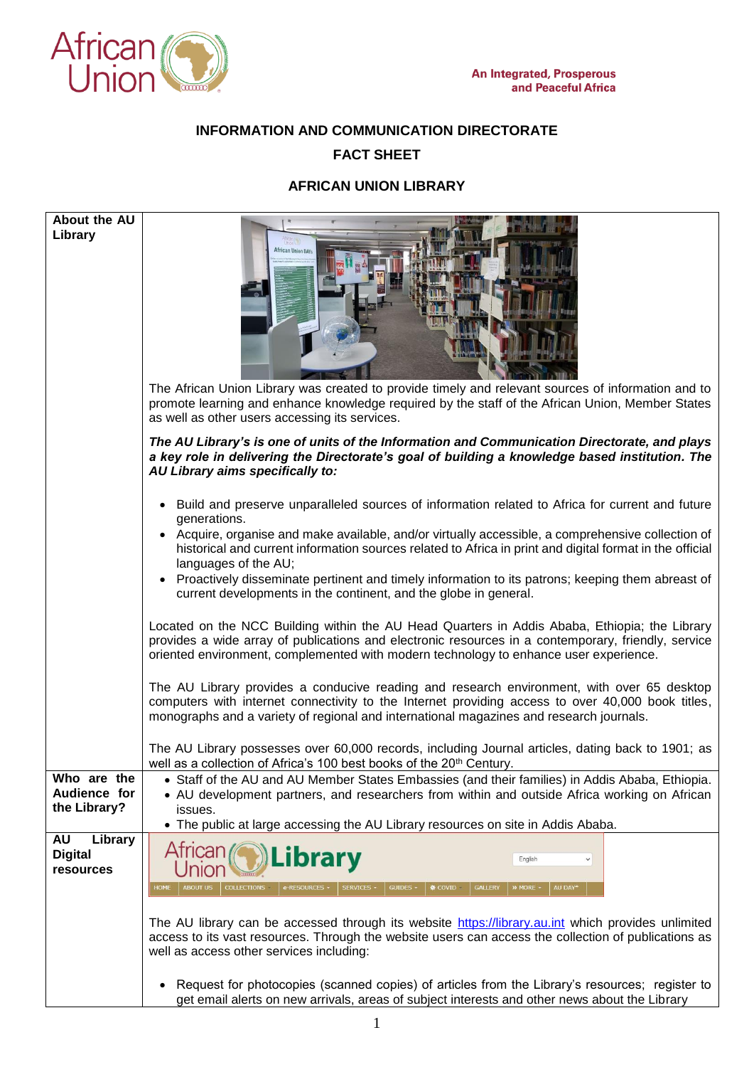An Integrated, Prosperous and Peaceful Africa

**INFORMATION AND COMMUNICATION DIRECTORATE**

**FACT SHEET**

**AFRICAN UNION LIBRARY**

| | |
|---|---|
| **About the AU Library** | The African Union Library was created to provide timely and relevant sources of information and to promote learning and enhance knowledge required by the staff of the African Union, Member States as well as other users accessing its services.<br><br>***The AU Library's is one of units of the Information and Communication Directorate, and plays a key role in delivering the Directorate's goal of building a knowledge based institution. The AU Library aims specifically to:***<br><br>• Build and preserve unparalleled sources of information related to Africa for current and future generations.<br>• Acquire, organise and make available, and/or virtually accessible, a comprehensive collection of historical and current information sources related to Africa in print and digital format in the official languages of the AU;<br>• Proactively disseminate pertinent and timely information to its patrons; keeping them abreast of current developments in the continent, and the globe in general.<br><br>Located on the NCC Building within the AU Head Quarters in Addis Ababa, Ethiopia; the Library provides a wide array of publications and electronic resources in a contemporary, friendly, service oriented environment, complemented with modern technology to enhance user experience.<br><br>The AU Library provides a conducive reading and research environment, with over 65 desktop computers with internet connectivity to the Internet providing access to over 40,000 book titles, monographs and a variety of regional and international magazines and research journals.<br><br>The AU Library possesses over 60,000 records, including Journal articles, dating back to 1901; as well as a collection of Africa's 100 best books of the 20th Century. |
| **Who are the Audience for the Library?** | • Staff of the AU and AU Member States Embassies (and their families) in Addis Ababa, Ethiopia.<br>• AU development partners, and researchers from within and outside Africa working on African issues.<br>• The public at large accessing the AU Library resources on site in Addis Ababa. |
| **AU Library Digital resources** | The AU library can be accessed through its website https://library.au.int which provides unlimited access to its vast resources. Through the website users can access the collection of publications as well as access other services including:<br><br>• Request for photocopies (scanned copies) of articles from the Library's resources; register to get email alerts on new arrivals, areas of subject interests and other news about the Library |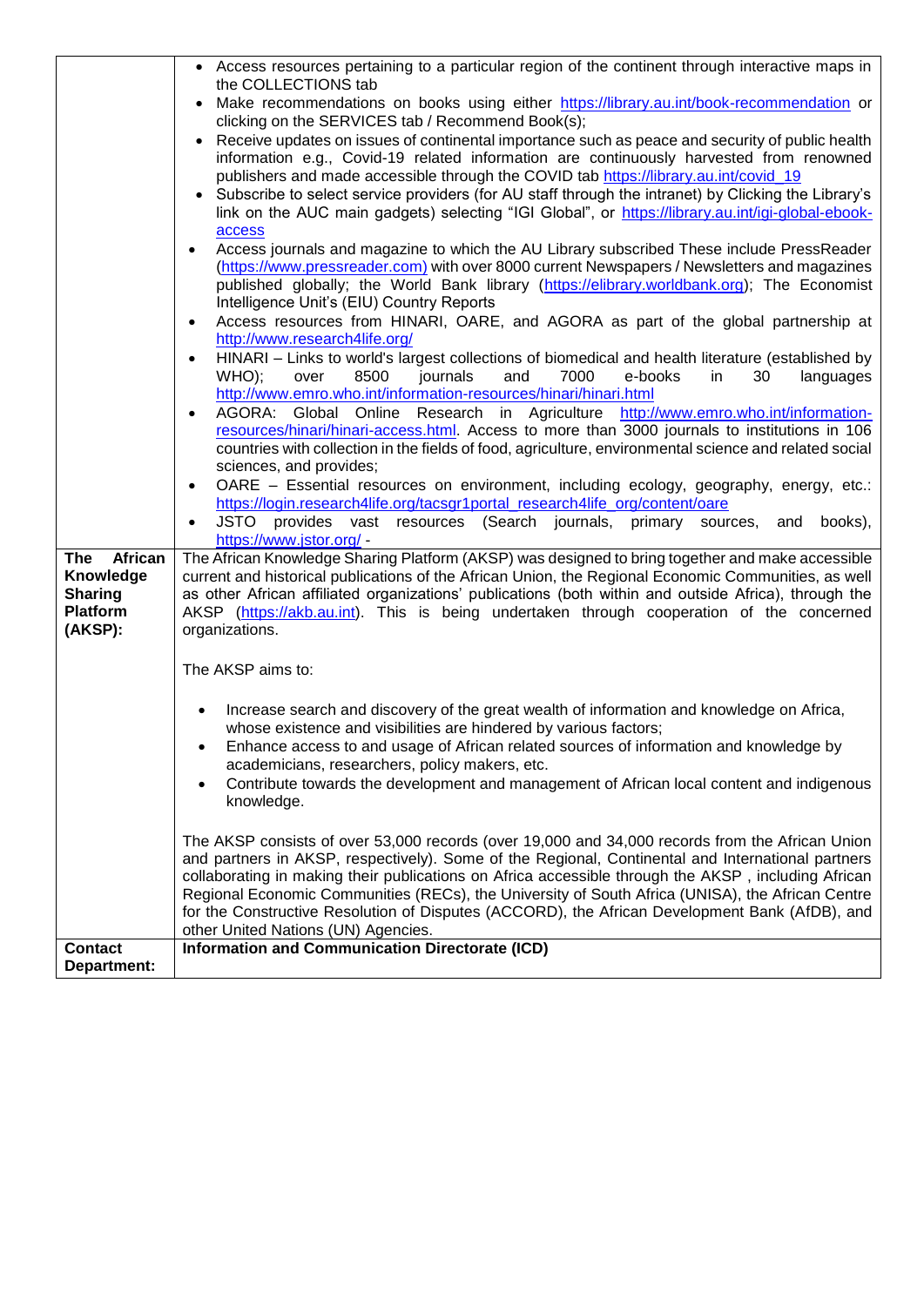| | |
|---|---|
| | • Access resources pertaining to a particular region of the continent through interactive maps in the COLLECTIONS tab<br>• Make recommendations on books using either https://library.au.int/book-recommendation or clicking on the SERVICES tab / Recommend Book(s);<br>• Receive updates on issues of continental importance such as peace and security of public health information e.g., Covid-19 related information are continuously harvested from renowned publishers and made accessible through the COVID tab https://library.au.int/covid_19<br>• Subscribe to select service providers (for AU staff through the intranet) by Clicking the Library's link on the AUC main gadgets) selecting "IGI Global", or https://library.au.int/igi-global-ebook-access<br>• Access journals and magazine to which the AU Library subscribed These include PressReader (https://www.pressreader.com) with over 8000 current Newspapers / Newsletters and magazines published globally; the World Bank library (https://elibrary.worldbank.org); The Economist Intelligence Unit's (EIU) Country Reports<br>• Access resources from HINARI, OARE, and AGORA as part of the global partnership at http://www.research4life.org/<br>• HINARI – Links to world's largest collections of biomedical and health literature (established by WHO); over 8500 journals and 7000 e-books in 30 languages http://www.emro.who.int/information-resources/hinari/hinari.html<br>• AGORA: Global Online Research in Agriculture http://www.emro.who.int/information-resources/hinari/hinari-access.html. Access to more than 3000 journals to institutions in 106 countries with collection in the fields of food, agriculture, environmental science and related social sciences, and provides;<br>• OARE – Essential resources on environment, including ecology, geography, energy, etc.: https://login.research4life.org/tacsgr1portal_research4life_org/content/oare<br>• JSTO provides vast resources (Search journals, primary sources, and books), https://www.jstor.org/ - |
| **The African Knowledge Sharing Platform (AKSP):** | The African Knowledge Sharing Platform (AKSP) was designed to bring together and make accessible current and historical publications of the African Union, the Regional Economic Communities, as well as other African affiliated organizations' publications (both within and outside Africa), through the AKSP (https://akb.au.int). This is being undertaken through cooperation of the concerned organizations.<br><br>The AKSP aims to:<br><br>• Increase search and discovery of the great wealth of information and knowledge on Africa, whose existence and visibilities are hindered by various factors;<br>• Enhance access to and usage of African related sources of information and knowledge by academicians, researchers, policy makers, etc.<br>• Contribute towards the development and management of African local content and indigenous knowledge.<br><br>The AKSP consists of over 53,000 records (over 19,000 and 34,000 records from the African Union and partners in AKSP, respectively). Some of the Regional, Continental and International partners collaborating in making their publications on Africa accessible through the AKSP , including African Regional Economic Communities (RECs), the University of South Africa (UNISA), the African Centre for the Constructive Resolution of Disputes (ACCORD), the African Development Bank (AfDB), and other United Nations (UN) Agencies. |
| **Contact Department:** | **Information and Communication Directorate (ICD)** |